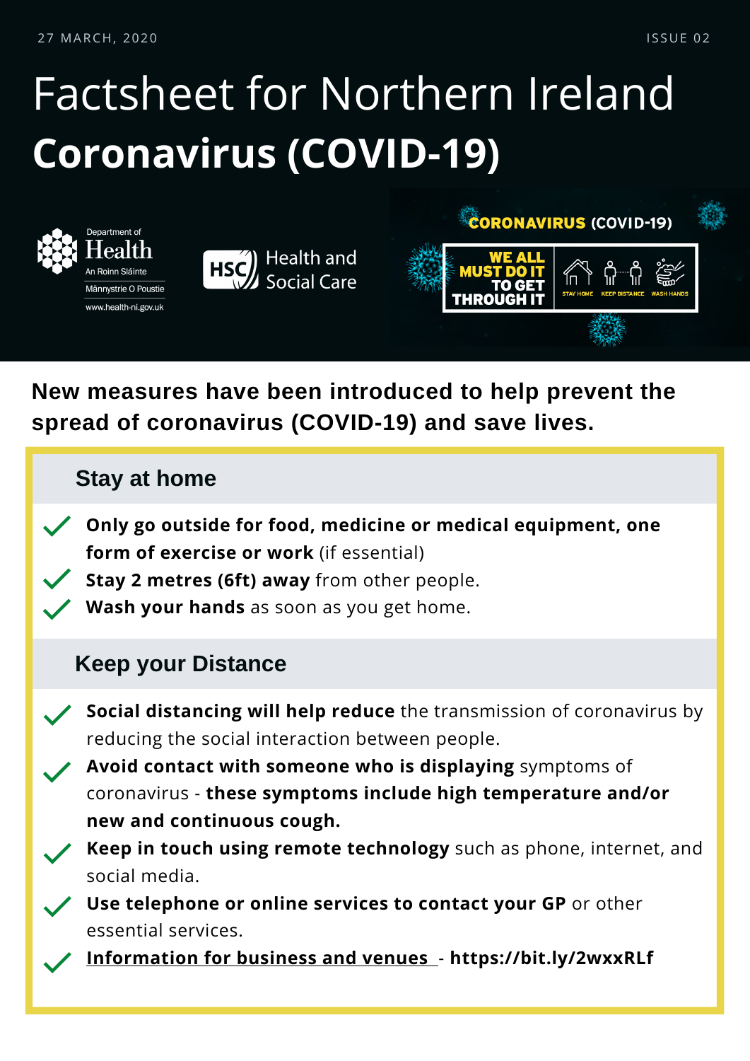27 MARCH, 2020 ISSUE 02

# Factsheet for Northern Ireland

# Coronavirus (COVID-19)

Department of Health
An Roinn Sláinte
Männystrie O Poustie
www.health-ni.gov.uk

HSC Health and Social Care

CORONAVIRUS (COVID-19)

WE ALL MUST DO IT TO GET THROUGH IT

STAY HOME KEEP DISTANCE WASH HANDS

**New measures have been introduced to help prevent the spread of coronavirus (COVID-19) and save lives.**

## Stay at home

- **Only go outside for food, medicine or medical equipment, one form of exercise or work** (if essential)
- **Stay 2 metres (6ft) away** from other people.
- **Wash your hands** as soon as you get home.

## Keep your Distance

- **Social distancing will help reduce** the transmission of coronavirus by reducing the social interaction between people.
- **Avoid contact with someone who is displaying** symptoms of coronavirus - **these symptoms include high temperature and/or new and continuous cough.**
- **Keep in touch using remote technology** such as phone, internet, and social media.
- **Use telephone or online services to contact your GP** or other essential services.
- **Information for business and venues** - **https://bit.ly/2wxxRLf**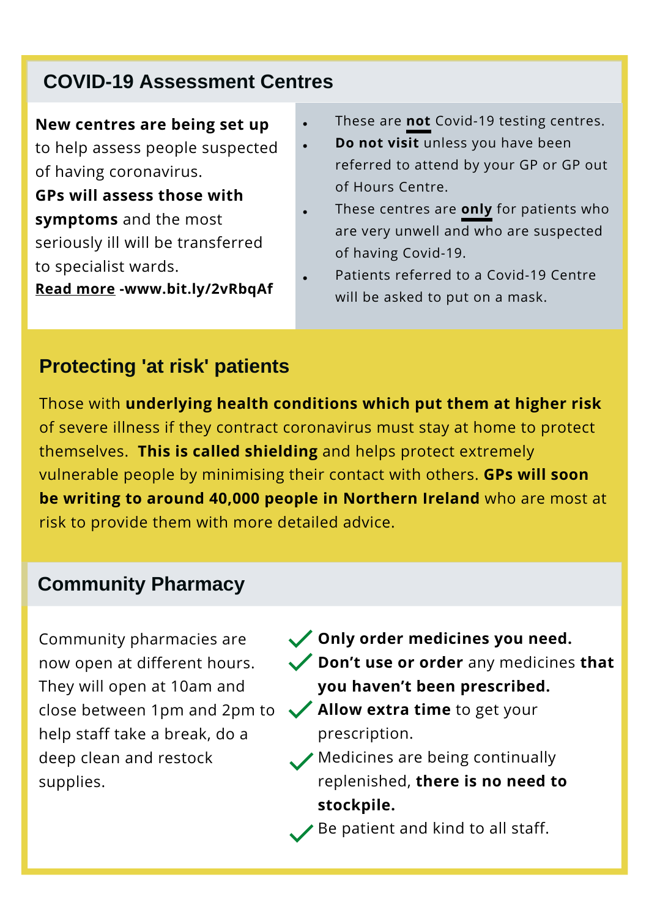## COVID-19 Assessment Centres

**New centres are being set up** to help assess people suspected of having coronavirus. **GPs will assess those with symptoms** and the most seriously ill will be transferred to specialist wards.
**Read more -www.bit.ly/2vRbqAf**

- These are **not** Covid-19 testing centres.
- **Do not visit** unless you have been referred to attend by your GP or GP out of Hours Centre.
- These centres are **only** for patients who are very unwell and who are suspected of having Covid-19.
- Patients referred to a Covid-19 Centre will be asked to put on a mask.

## Protecting 'at risk' patients

Those with **underlying health conditions which put them at higher risk** of severe illness if they contract coronavirus must stay at home to protect themselves. **This is called shielding** and helps protect extremely vulnerable people by minimising their contact with others. **GPs will soon be writing to around 40,000 people in Northern Ireland** who are most at risk to provide them with more detailed advice.

## Community Pharmacy

Community pharmacies are now open at different hours. They will open at 10am and close between 1pm and 2pm to help staff take a break, do a deep clean and restock supplies.

- ✓ **Only order medicines you need.**
- ✓ **Don't use or order** any medicines **that you haven't been prescribed.**
- ✓ **Allow extra time** to get your prescription.
- ✓ Medicines are being continually replenished, **there is no need to stockpile.**
- ✓ Be patient and kind to all staff.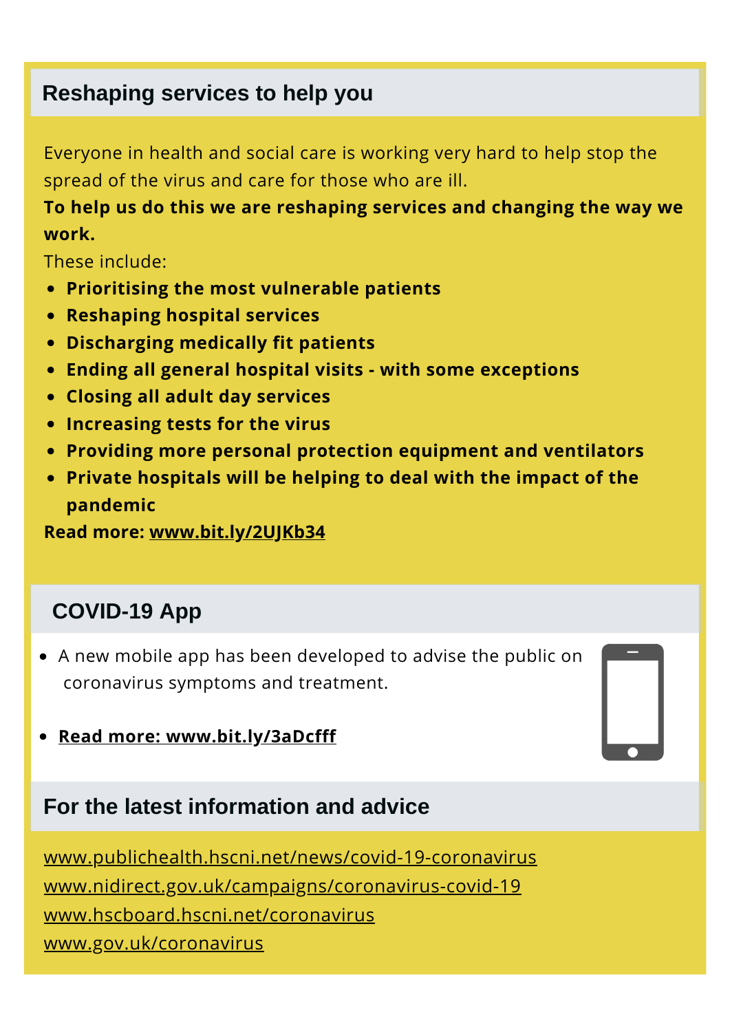## Reshaping services to help you

Everyone in health and social care is working very hard to help stop the spread of the virus and care for those who are ill.

**To help us do this we are reshaping services and changing the way we work.**

These include:

- **Prioritising the most vulnerable patients**
- **Reshaping hospital services**
- **Discharging medically fit patients**
- **Ending all general hospital visits - with some exceptions**
- **Closing all adult day services**
- **Increasing tests for the virus**
- **Providing more personal protection equipment and ventilators**
- **Private hospitals will be helping to deal with the impact of the pandemic**

**Read more: www.bit.ly/2UJKb34**

## COVID-19 App

- A new mobile app has been developed to advise the public on coronavirus symptoms and treatment.
- **Read more: www.bit.ly/3aDcfff**

## For the latest information and advice

www.publichealth.hscni.net/news/covid-19-coronavirus
www.nidirect.gov.uk/campaigns/coronavirus-covid-19
www.hscboard.hscni.net/coronavirus
www.gov.uk/coronavirus